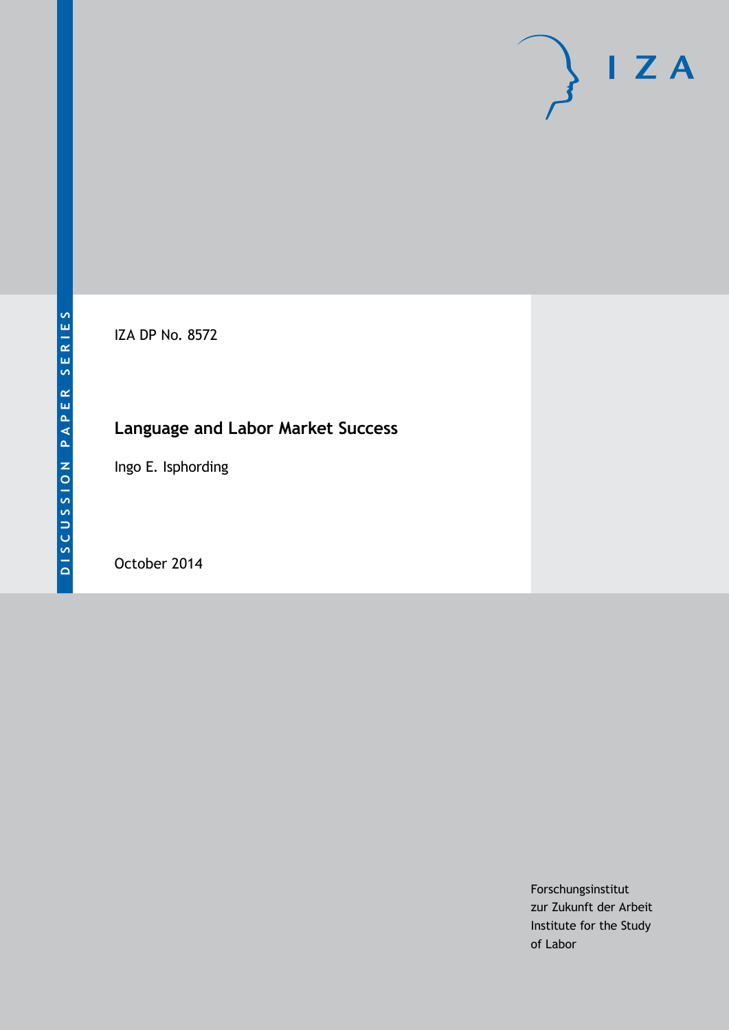DISCUSSION PAPER SERIES

IZA

IZA DP No. 8572

# Language and Labor Market Success

Ingo E. Isphording

October 2014

Forschungsinstitut
zur Zukunft der Arbeit
Institute for the Study
of Labor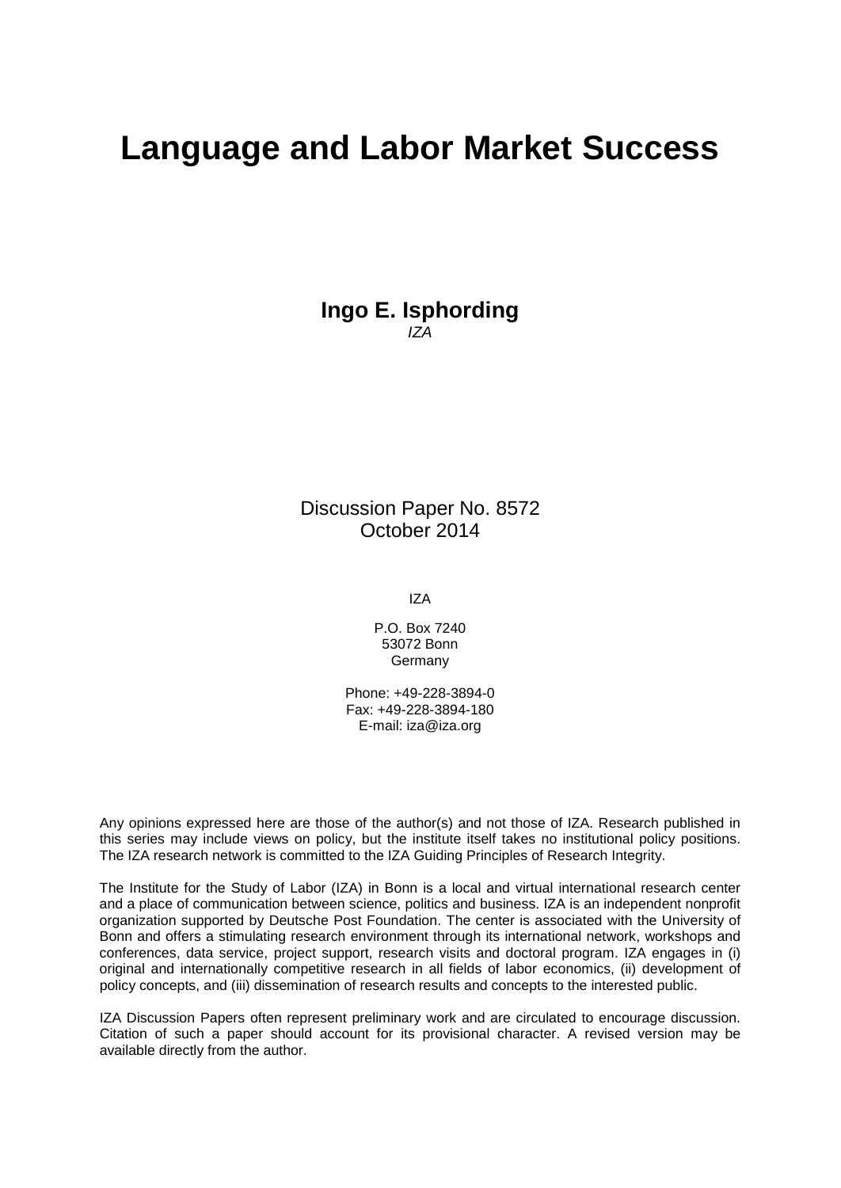# Language and Labor Market Success

**Ingo E. Isphording**
*IZA*

Discussion Paper No. 8572
October 2014

IZA

P.O. Box 7240
53072 Bonn
Germany

Phone: +49-228-3894-0
Fax: +49-228-3894-180
E-mail: iza@iza.org

Any opinions expressed here are those of the author(s) and not those of IZA. Research published in this series may include views on policy, but the institute itself takes no institutional policy positions. The IZA research network is committed to the IZA Guiding Principles of Research Integrity.

The Institute for the Study of Labor (IZA) in Bonn is a local and virtual international research center and a place of communication between science, politics and business. IZA is an independent nonprofit organization supported by Deutsche Post Foundation. The center is associated with the University of Bonn and offers a stimulating research environment through its international network, workshops and conferences, data service, project support, research visits and doctoral program. IZA engages in (i) original and internationally competitive research in all fields of labor economics, (ii) development of policy concepts, and (iii) dissemination of research results and concepts to the interested public.

IZA Discussion Papers often represent preliminary work and are circulated to encourage discussion. Citation of such a paper should account for its provisional character. A revised version may be available directly from the author.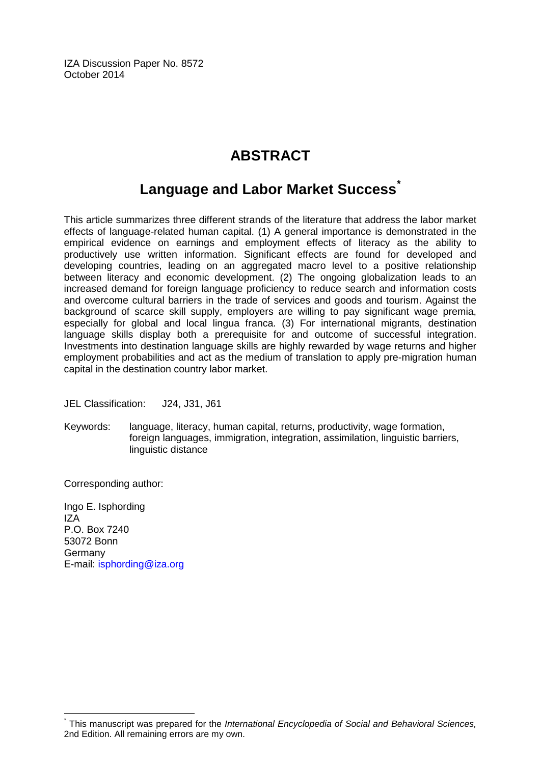IZA Discussion Paper No. 8572
October 2014

# ABSTRACT

## Language and Labor Market Success[*]

This article summarizes three different strands of the literature that address the labor market effects of language-related human capital. (1) A general importance is demonstrated in the empirical evidence on earnings and employment effects of literacy as the ability to productively use written information. Significant effects are found for developed and developing countries, leading on an aggregated macro level to a positive relationship between literacy and economic development. (2) The ongoing globalization leads to an increased demand for foreign language proficiency to reduce search and information costs and overcome cultural barriers in the trade of services and goods and tourism. Against the background of scarce skill supply, employers are willing to pay significant wage premia, especially for global and local lingua franca. (3) For international migrants, destination language skills display both a prerequisite for and outcome of successful integration. Investments into destination language skills are highly rewarded by wage returns and higher employment probabilities and act as the medium of translation to apply pre-migration human capital in the destination country labor market.

JEL Classification: J24, J31, J61

Keywords: language, literacy, human capital, returns, productivity, wage formation, foreign languages, immigration, integration, assimilation, linguistic barriers, linguistic distance

Corresponding author:

Ingo E. Isphording
IZA
P.O. Box 7240
53072 Bonn
Germany
E-mail: isphording@iza.org

[*] This manuscript was prepared for the *International Encyclopedia of Social and Behavioral Sciences,* 2nd Edition. All remaining errors are my own.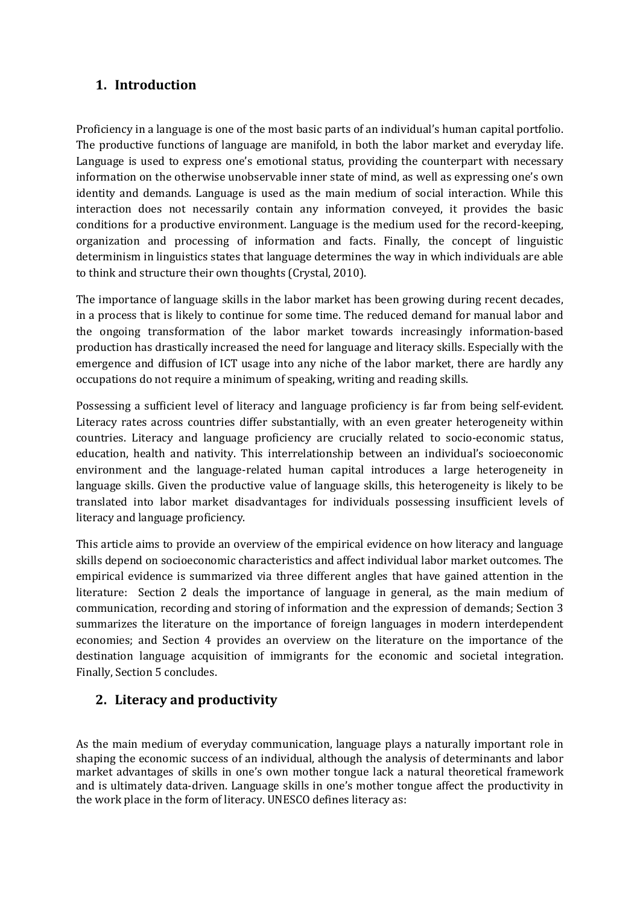## 1. Introduction

Proficiency in a language is one of the most basic parts of an individual's human capital portfolio. The productive functions of language are manifold, in both the labor market and everyday life. Language is used to express one's emotional status, providing the counterpart with necessary information on the otherwise unobservable inner state of mind, as well as expressing one's own identity and demands. Language is used as the main medium of social interaction. While this interaction does not necessarily contain any information conveyed, it provides the basic conditions for a productive environment. Language is the medium used for the record-keeping, organization and processing of information and facts. Finally, the concept of linguistic determinism in linguistics states that language determines the way in which individuals are able to think and structure their own thoughts (Crystal, 2010).

The importance of language skills in the labor market has been growing during recent decades, in a process that is likely to continue for some time. The reduced demand for manual labor and the ongoing transformation of the labor market towards increasingly information-based production has drastically increased the need for language and literacy skills. Especially with the emergence and diffusion of ICT usage into any niche of the labor market, there are hardly any occupations do not require a minimum of speaking, writing and reading skills.

Possessing a sufficient level of literacy and language proficiency is far from being self-evident. Literacy rates across countries differ substantially, with an even greater heterogeneity within countries. Literacy and language proficiency are crucially related to socio-economic status, education, health and nativity. This interrelationship between an individual's socioeconomic environment and the language-related human capital introduces a large heterogeneity in language skills. Given the productive value of language skills, this heterogeneity is likely to be translated into labor market disadvantages for individuals possessing insufficient levels of literacy and language proficiency.

This article aims to provide an overview of the empirical evidence on how literacy and language skills depend on socioeconomic characteristics and affect individual labor market outcomes. The empirical evidence is summarized via three different angles that have gained attention in the literature: Section 2 deals the importance of language in general, as the main medium of communication, recording and storing of information and the expression of demands; Section 3 summarizes the literature on the importance of foreign languages in modern interdependent economies; and Section 4 provides an overview on the literature on the importance of the destination language acquisition of immigrants for the economic and societal integration. Finally, Section 5 concludes.

## 2. Literacy and productivity

As the main medium of everyday communication, language plays a naturally important role in shaping the economic success of an individual, although the analysis of determinants and labor market advantages of skills in one's own mother tongue lack a natural theoretical framework and is ultimately data-driven. Language skills in one's mother tongue affect the productivity in the work place in the form of literacy. UNESCO defines literacy as: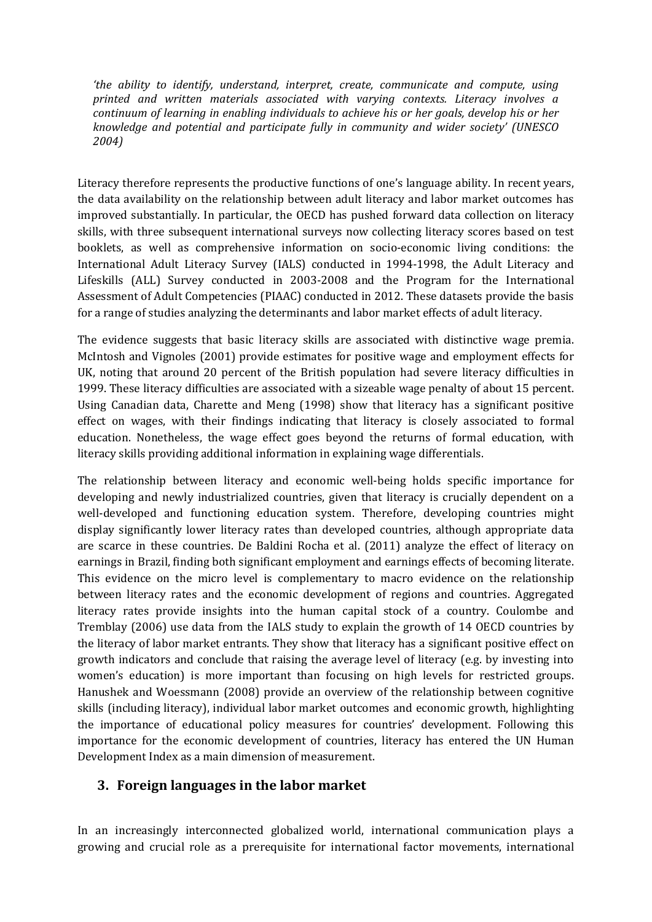*'the ability to identify, understand, interpret, create, communicate and compute, using printed and written materials associated with varying contexts. Literacy involves a continuum of learning in enabling individuals to achieve his or her goals, develop his or her knowledge and potential and participate fully in community and wider society' (UNESCO 2004)*

Literacy therefore represents the productive functions of one's language ability. In recent years, the data availability on the relationship between adult literacy and labor market outcomes has improved substantially. In particular, the OECD has pushed forward data collection on literacy skills, with three subsequent international surveys now collecting literacy scores based on test booklets, as well as comprehensive information on socio-economic living conditions: the International Adult Literacy Survey (IALS) conducted in 1994-1998, the Adult Literacy and Lifeskills (ALL) Survey conducted in 2003-2008 and the Program for the International Assessment of Adult Competencies (PIAAC) conducted in 2012. These datasets provide the basis for a range of studies analyzing the determinants and labor market effects of adult literacy.

The evidence suggests that basic literacy skills are associated with distinctive wage premia. McIntosh and Vignoles (2001) provide estimates for positive wage and employment effects for UK, noting that around 20 percent of the British population had severe literacy difficulties in 1999. These literacy difficulties are associated with a sizeable wage penalty of about 15 percent. Using Canadian data, Charette and Meng (1998) show that literacy has a significant positive effect on wages, with their findings indicating that literacy is closely associated to formal education. Nonetheless, the wage effect goes beyond the returns of formal education, with literacy skills providing additional information in explaining wage differentials.

The relationship between literacy and economic well-being holds specific importance for developing and newly industrialized countries, given that literacy is crucially dependent on a well-developed and functioning education system. Therefore, developing countries might display significantly lower literacy rates than developed countries, although appropriate data are scarce in these countries. De Baldini Rocha et al. (2011) analyze the effect of literacy on earnings in Brazil, finding both significant employment and earnings effects of becoming literate. This evidence on the micro level is complementary to macro evidence on the relationship between literacy rates and the economic development of regions and countries. Aggregated literacy rates provide insights into the human capital stock of a country. Coulombe and Tremblay (2006) use data from the IALS study to explain the growth of 14 OECD countries by the literacy of labor market entrants. They show that literacy has a significant positive effect on growth indicators and conclude that raising the average level of literacy (e.g. by investing into women's education) is more important than focusing on high levels for restricted groups. Hanushek and Woessmann (2008) provide an overview of the relationship between cognitive skills (including literacy), individual labor market outcomes and economic growth, highlighting the importance of educational policy measures for countries' development. Following this importance for the economic development of countries, literacy has entered the UN Human Development Index as a main dimension of measurement.

## 3. Foreign languages in the labor market

In an increasingly interconnected globalized world, international communication plays a growing and crucial role as a prerequisite for international factor movements, international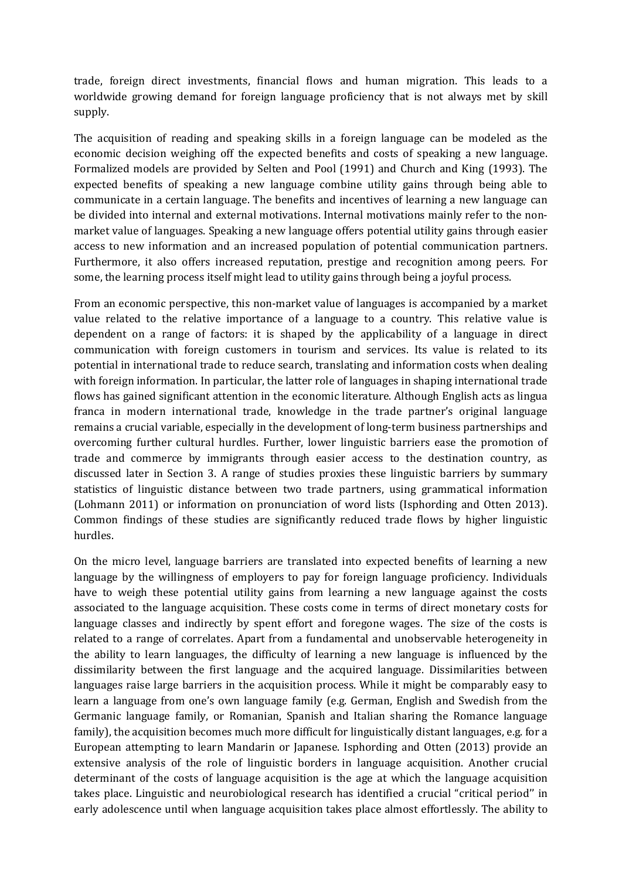trade, foreign direct investments, financial flows and human migration. This leads to a worldwide growing demand for foreign language proficiency that is not always met by skill supply.

The acquisition of reading and speaking skills in a foreign language can be modeled as the economic decision weighing off the expected benefits and costs of speaking a new language. Formalized models are provided by Selten and Pool (1991) and Church and King (1993). The expected benefits of speaking a new language combine utility gains through being able to communicate in a certain language. The benefits and incentives of learning a new language can be divided into internal and external motivations. Internal motivations mainly refer to the non-market value of languages. Speaking a new language offers potential utility gains through easier access to new information and an increased population of potential communication partners. Furthermore, it also offers increased reputation, prestige and recognition among peers. For some, the learning process itself might lead to utility gains through being a joyful process.

From an economic perspective, this non-market value of languages is accompanied by a market value related to the relative importance of a language to a country. This relative value is dependent on a range of factors: it is shaped by the applicability of a language in direct communication with foreign customers in tourism and services. Its value is related to its potential in international trade to reduce search, translating and information costs when dealing with foreign information. In particular, the latter role of languages in shaping international trade flows has gained significant attention in the economic literature. Although English acts as lingua franca in modern international trade, knowledge in the trade partner's original language remains a crucial variable, especially in the development of long-term business partnerships and overcoming further cultural hurdles. Further, lower linguistic barriers ease the promotion of trade and commerce by immigrants through easier access to the destination country, as discussed later in Section 3. A range of studies proxies these linguistic barriers by summary statistics of linguistic distance between two trade partners, using grammatical information (Lohmann 2011) or information on pronunciation of word lists (Isphording and Otten 2013). Common findings of these studies are significantly reduced trade flows by higher linguistic hurdles.

On the micro level, language barriers are translated into expected benefits of learning a new language by the willingness of employers to pay for foreign language proficiency. Individuals have to weigh these potential utility gains from learning a new language against the costs associated to the language acquisition. These costs come in terms of direct monetary costs for language classes and indirectly by spent effort and foregone wages. The size of the costs is related to a range of correlates. Apart from a fundamental and unobservable heterogeneity in the ability to learn languages, the difficulty of learning a new language is influenced by the dissimilarity between the first language and the acquired language. Dissimilarities between languages raise large barriers in the acquisition process. While it might be comparably easy to learn a language from one's own language family (e.g. German, English and Swedish from the Germanic language family, or Romanian, Spanish and Italian sharing the Romance language family), the acquisition becomes much more difficult for linguistically distant languages, e.g. for a European attempting to learn Mandarin or Japanese. Isphording and Otten (2013) provide an extensive analysis of the role of linguistic borders in language acquisition. Another crucial determinant of the costs of language acquisition is the age at which the language acquisition takes place. Linguistic and neurobiological research has identified a crucial "critical period" in early adolescence until when language acquisition takes place almost effortlessly. The ability to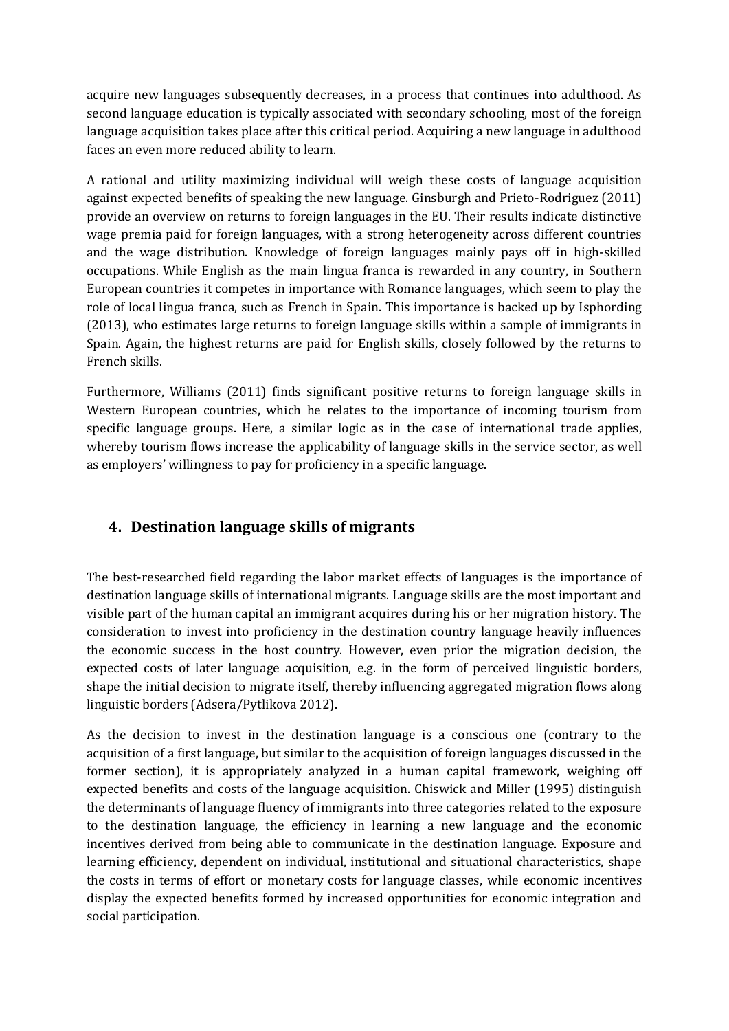acquire new languages subsequently decreases, in a process that continues into adulthood. As second language education is typically associated with secondary schooling, most of the foreign language acquisition takes place after this critical period. Acquiring a new language in adulthood faces an even more reduced ability to learn.

A rational and utility maximizing individual will weigh these costs of language acquisition against expected benefits of speaking the new language. Ginsburgh and Prieto-Rodriguez (2011) provide an overview on returns to foreign languages in the EU. Their results indicate distinctive wage premia paid for foreign languages, with a strong heterogeneity across different countries and the wage distribution. Knowledge of foreign languages mainly pays off in high-skilled occupations. While English as the main lingua franca is rewarded in any country, in Southern European countries it competes in importance with Romance languages, which seem to play the role of local lingua franca, such as French in Spain. This importance is backed up by Isphording (2013), who estimates large returns to foreign language skills within a sample of immigrants in Spain. Again, the highest returns are paid for English skills, closely followed by the returns to French skills.

Furthermore, Williams (2011) finds significant positive returns to foreign language skills in Western European countries, which he relates to the importance of incoming tourism from specific language groups. Here, a similar logic as in the case of international trade applies, whereby tourism flows increase the applicability of language skills in the service sector, as well as employers' willingness to pay for proficiency in a specific language.

## 4. Destination language skills of migrants

The best-researched field regarding the labor market effects of languages is the importance of destination language skills of international migrants. Language skills are the most important and visible part of the human capital an immigrant acquires during his or her migration history. The consideration to invest into proficiency in the destination country language heavily influences the economic success in the host country. However, even prior the migration decision, the expected costs of later language acquisition, e.g. in the form of perceived linguistic borders, shape the initial decision to migrate itself, thereby influencing aggregated migration flows along linguistic borders (Adsera/Pytlikova 2012).

As the decision to invest in the destination language is a conscious one (contrary to the acquisition of a first language, but similar to the acquisition of foreign languages discussed in the former section), it is appropriately analyzed in a human capital framework, weighing off expected benefits and costs of the language acquisition. Chiswick and Miller (1995) distinguish the determinants of language fluency of immigrants into three categories related to the exposure to the destination language, the efficiency in learning a new language and the economic incentives derived from being able to communicate in the destination language. Exposure and learning efficiency, dependent on individual, institutional and situational characteristics, shape the costs in terms of effort or monetary costs for language classes, while economic incentives display the expected benefits formed by increased opportunities for economic integration and social participation.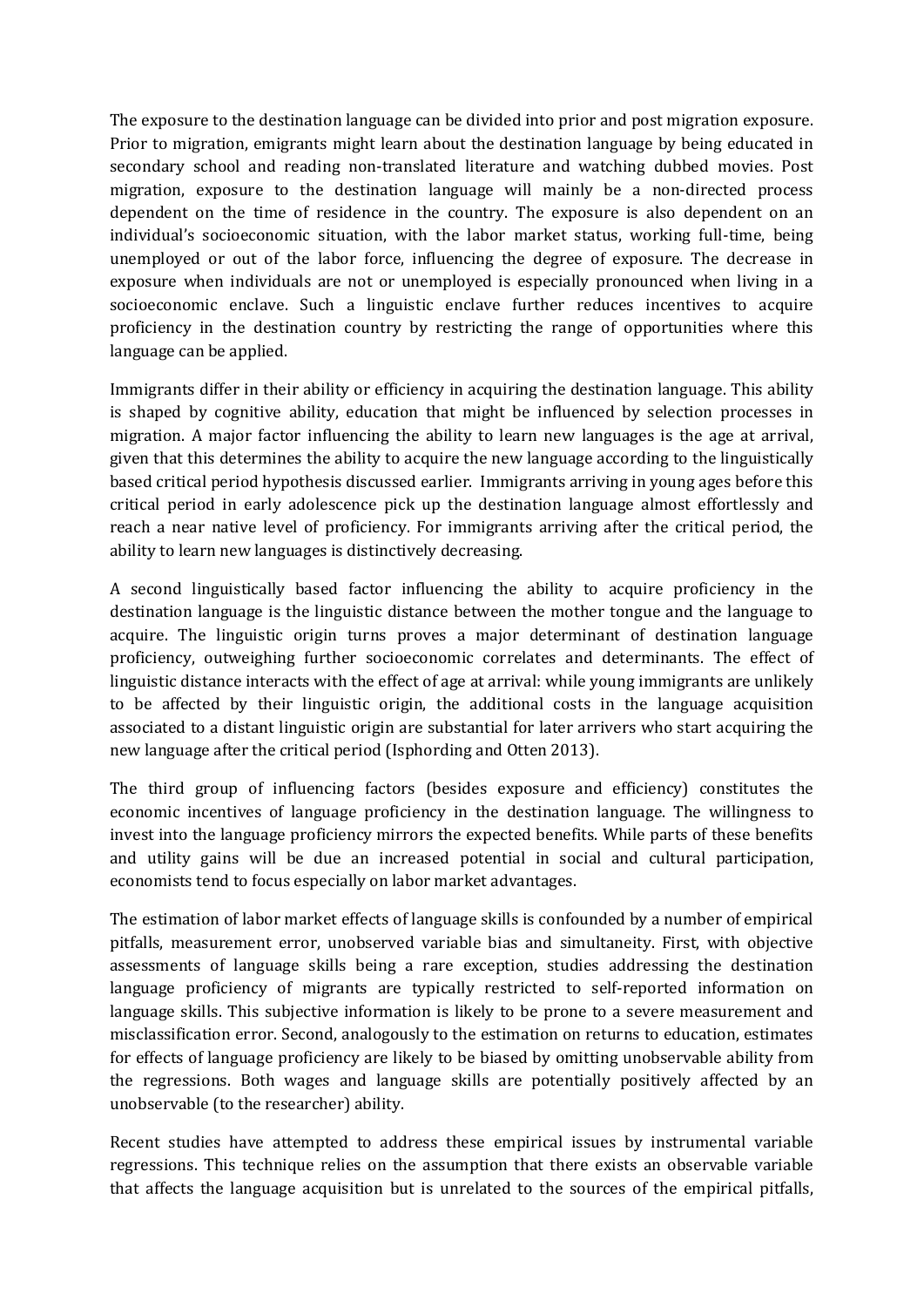The exposure to the destination language can be divided into prior and post migration exposure. Prior to migration, emigrants might learn about the destination language by being educated in secondary school and reading non-translated literature and watching dubbed movies. Post migration, exposure to the destination language will mainly be a non-directed process dependent on the time of residence in the country. The exposure is also dependent on an individual's socioeconomic situation, with the labor market status, working full-time, being unemployed or out of the labor force, influencing the degree of exposure. The decrease in exposure when individuals are not or unemployed is especially pronounced when living in a socioeconomic enclave. Such a linguistic enclave further reduces incentives to acquire proficiency in the destination country by restricting the range of opportunities where this language can be applied.

Immigrants differ in their ability or efficiency in acquiring the destination language. This ability is shaped by cognitive ability, education that might be influenced by selection processes in migration. A major factor influencing the ability to learn new languages is the age at arrival, given that this determines the ability to acquire the new language according to the linguistically based critical period hypothesis discussed earlier. Immigrants arriving in young ages before this critical period in early adolescence pick up the destination language almost effortlessly and reach a near native level of proficiency. For immigrants arriving after the critical period, the ability to learn new languages is distinctively decreasing.

A second linguistically based factor influencing the ability to acquire proficiency in the destination language is the linguistic distance between the mother tongue and the language to acquire. The linguistic origin turns proves a major determinant of destination language proficiency, outweighing further socioeconomic correlates and determinants. The effect of linguistic distance interacts with the effect of age at arrival: while young immigrants are unlikely to be affected by their linguistic origin, the additional costs in the language acquisition associated to a distant linguistic origin are substantial for later arrivers who start acquiring the new language after the critical period (Isphording and Otten 2013).

The third group of influencing factors (besides exposure and efficiency) constitutes the economic incentives of language proficiency in the destination language. The willingness to invest into the language proficiency mirrors the expected benefits. While parts of these benefits and utility gains will be due an increased potential in social and cultural participation, economists tend to focus especially on labor market advantages.

The estimation of labor market effects of language skills is confounded by a number of empirical pitfalls, measurement error, unobserved variable bias and simultaneity. First, with objective assessments of language skills being a rare exception, studies addressing the destination language proficiency of migrants are typically restricted to self-reported information on language skills. This subjective information is likely to be prone to a severe measurement and misclassification error. Second, analogously to the estimation on returns to education, estimates for effects of language proficiency are likely to be biased by omitting unobservable ability from the regressions. Both wages and language skills are potentially positively affected by an unobservable (to the researcher) ability.

Recent studies have attempted to address these empirical issues by instrumental variable regressions. This technique relies on the assumption that there exists an observable variable that affects the language acquisition but is unrelated to the sources of the empirical pitfalls,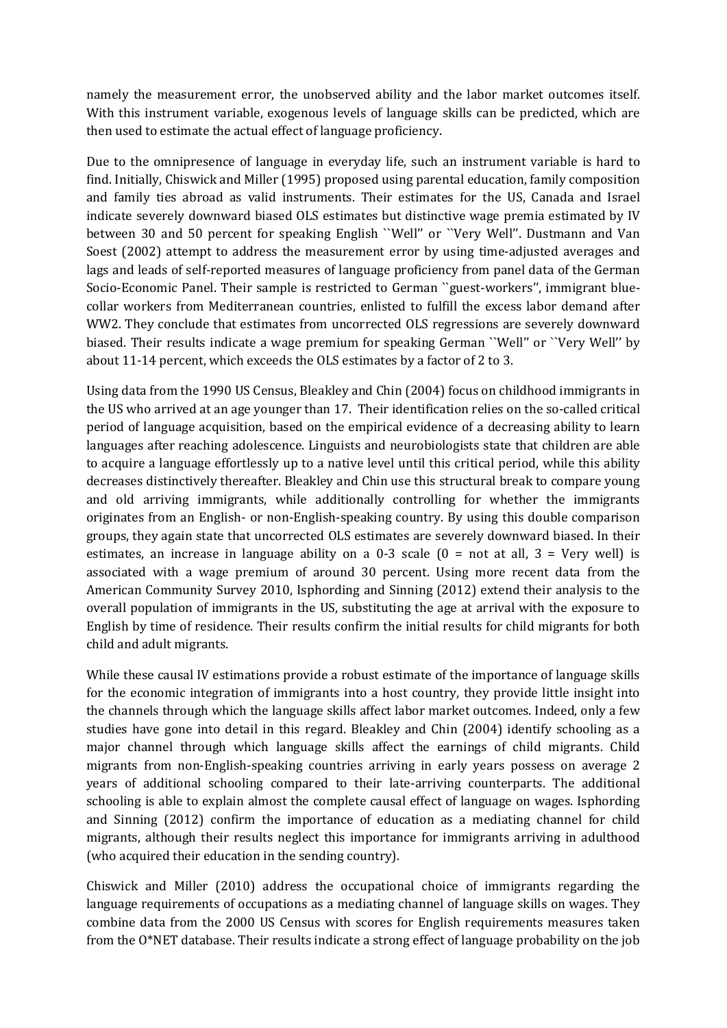namely the measurement error, the unobserved ability and the labor market outcomes itself. With this instrument variable, exogenous levels of language skills can be predicted, which are then used to estimate the actual effect of language proficiency.

Due to the omnipresence of language in everyday life, such an instrument variable is hard to find. Initially, Chiswick and Miller (1995) proposed using parental education, family composition and family ties abroad as valid instruments. Their estimates for the US, Canada and Israel indicate severely downward biased OLS estimates but distinctive wage premia estimated by IV between 30 and 50 percent for speaking English ``Well'' or ``Very Well''. Dustmann and Van Soest (2002) attempt to address the measurement error by using time-adjusted averages and lags and leads of self-reported measures of language proficiency from panel data of the German Socio-Economic Panel. Their sample is restricted to German ``guest-workers'', immigrant blue-collar workers from Mediterranean countries, enlisted to fulfill the excess labor demand after WW2. They conclude that estimates from uncorrected OLS regressions are severely downward biased. Their results indicate a wage premium for speaking German ``Well'' or ``Very Well'' by about 11-14 percent, which exceeds the OLS estimates by a factor of 2 to 3.

Using data from the 1990 US Census, Bleakley and Chin (2004) focus on childhood immigrants in the US who arrived at an age younger than 17. Their identification relies on the so-called critical period of language acquisition, based on the empirical evidence of a decreasing ability to learn languages after reaching adolescence. Linguists and neurobiologists state that children are able to acquire a language effortlessly up to a native level until this critical period, while this ability decreases distinctively thereafter. Bleakley and Chin use this structural break to compare young and old arriving immigrants, while additionally controlling for whether the immigrants originates from an English- or non-English-speaking country. By using this double comparison groups, they again state that uncorrected OLS estimates are severely downward biased. In their estimates, an increase in language ability on a 0-3 scale (0 = not at all, 3 = Very well) is associated with a wage premium of around 30 percent. Using more recent data from the American Community Survey 2010, Isphording and Sinning (2012) extend their analysis to the overall population of immigrants in the US, substituting the age at arrival with the exposure to English by time of residence. Their results confirm the initial results for child migrants for both child and adult migrants.

While these causal IV estimations provide a robust estimate of the importance of language skills for the economic integration of immigrants into a host country, they provide little insight into the channels through which the language skills affect labor market outcomes. Indeed, only a few studies have gone into detail in this regard. Bleakley and Chin (2004) identify schooling as a major channel through which language skills affect the earnings of child migrants. Child migrants from non-English-speaking countries arriving in early years possess on average 2 years of additional schooling compared to their late-arriving counterparts. The additional schooling is able to explain almost the complete causal effect of language on wages. Isphording and Sinning (2012) confirm the importance of education as a mediating channel for child migrants, although their results neglect this importance for immigrants arriving in adulthood (who acquired their education in the sending country).

Chiswick and Miller (2010) address the occupational choice of immigrants regarding the language requirements of occupations as a mediating channel of language skills on wages. They combine data from the 2000 US Census with scores for English requirements measures taken from the O*NET database. Their results indicate a strong effect of language probability on the job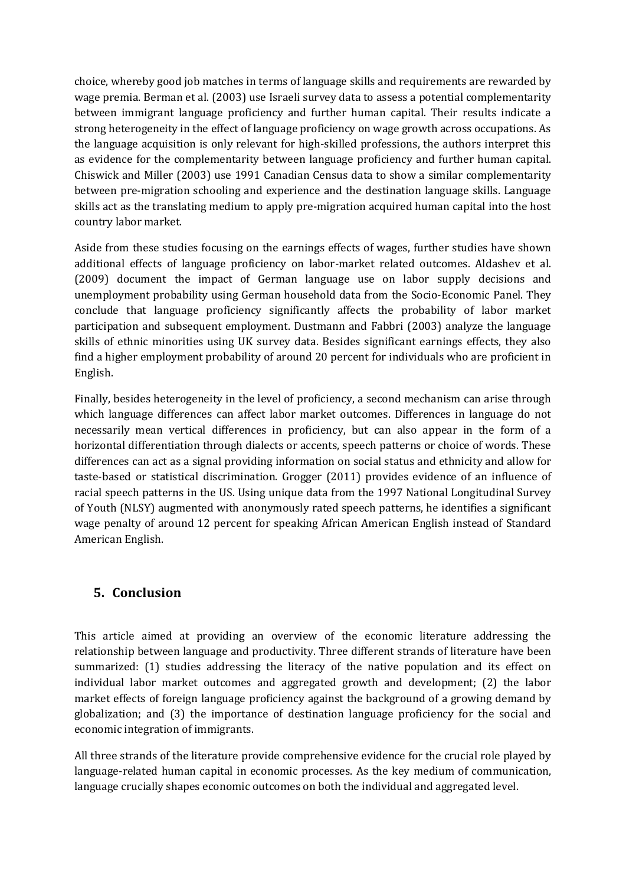choice, whereby good job matches in terms of language skills and requirements are rewarded by wage premia. Berman et al. (2003) use Israeli survey data to assess a potential complementarity between immigrant language proficiency and further human capital. Their results indicate a strong heterogeneity in the effect of language proficiency on wage growth across occupations. As the language acquisition is only relevant for high-skilled professions, the authors interpret this as evidence for the complementarity between language proficiency and further human capital. Chiswick and Miller (2003) use 1991 Canadian Census data to show a similar complementarity between pre-migration schooling and experience and the destination language skills. Language skills act as the translating medium to apply pre-migration acquired human capital into the host country labor market.

Aside from these studies focusing on the earnings effects of wages, further studies have shown additional effects of language proficiency on labor-market related outcomes. Aldashev et al. (2009) document the impact of German language use on labor supply decisions and unemployment probability using German household data from the Socio-Economic Panel. They conclude that language proficiency significantly affects the probability of labor market participation and subsequent employment. Dustmann and Fabbri (2003) analyze the language skills of ethnic minorities using UK survey data. Besides significant earnings effects, they also find a higher employment probability of around 20 percent for individuals who are proficient in English.

Finally, besides heterogeneity in the level of proficiency, a second mechanism can arise through which language differences can affect labor market outcomes. Differences in language do not necessarily mean vertical differences in proficiency, but can also appear in the form of a horizontal differentiation through dialects or accents, speech patterns or choice of words. These differences can act as a signal providing information on social status and ethnicity and allow for taste-based or statistical discrimination. Grogger (2011) provides evidence of an influence of racial speech patterns in the US. Using unique data from the 1997 National Longitudinal Survey of Youth (NLSY) augmented with anonymously rated speech patterns, he identifies a significant wage penalty of around 12 percent for speaking African American English instead of Standard American English.

## 5. Conclusion

This article aimed at providing an overview of the economic literature addressing the relationship between language and productivity. Three different strands of literature have been summarized: (1) studies addressing the literacy of the native population and its effect on individual labor market outcomes and aggregated growth and development; (2) the labor market effects of foreign language proficiency against the background of a growing demand by globalization; and (3) the importance of destination language proficiency for the social and economic integration of immigrants.

All three strands of the literature provide comprehensive evidence for the crucial role played by language-related human capital in economic processes. As the key medium of communication, language crucially shapes economic outcomes on both the individual and aggregated level.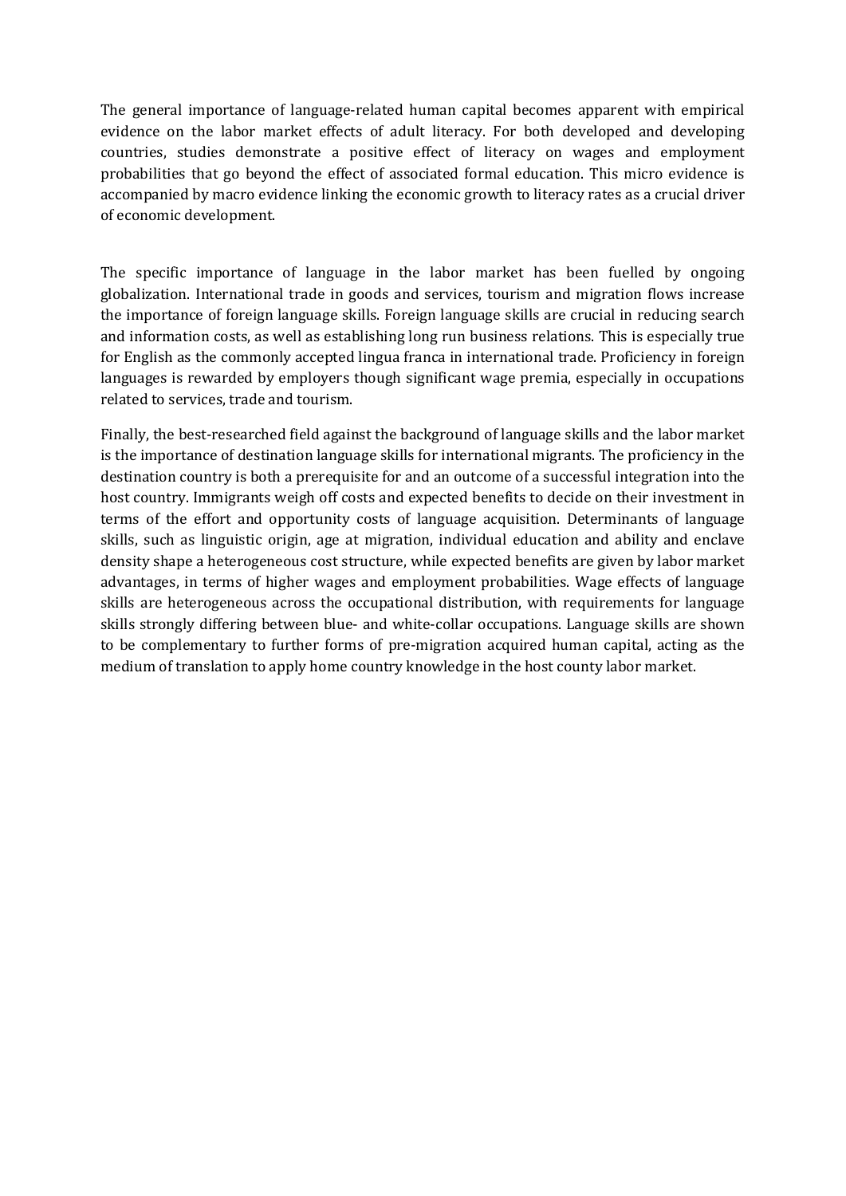The general importance of language-related human capital becomes apparent with empirical evidence on the labor market effects of adult literacy. For both developed and developing countries, studies demonstrate a positive effect of literacy on wages and employment probabilities that go beyond the effect of associated formal education. This micro evidence is accompanied by macro evidence linking the economic growth to literacy rates as a crucial driver of economic development.

The specific importance of language in the labor market has been fuelled by ongoing globalization. International trade in goods and services, tourism and migration flows increase the importance of foreign language skills. Foreign language skills are crucial in reducing search and information costs, as well as establishing long run business relations. This is especially true for English as the commonly accepted lingua franca in international trade. Proficiency in foreign languages is rewarded by employers though significant wage premia, especially in occupations related to services, trade and tourism.

Finally, the best-researched field against the background of language skills and the labor market is the importance of destination language skills for international migrants. The proficiency in the destination country is both a prerequisite for and an outcome of a successful integration into the host country. Immigrants weigh off costs and expected benefits to decide on their investment in terms of the effort and opportunity costs of language acquisition. Determinants of language skills, such as linguistic origin, age at migration, individual education and ability and enclave density shape a heterogeneous cost structure, while expected benefits are given by labor market advantages, in terms of higher wages and employment probabilities. Wage effects of language skills are heterogeneous across the occupational distribution, with requirements for language skills strongly differing between blue- and white-collar occupations. Language skills are shown to be complementary to further forms of pre-migration acquired human capital, acting as the medium of translation to apply home country knowledge in the host county labor market.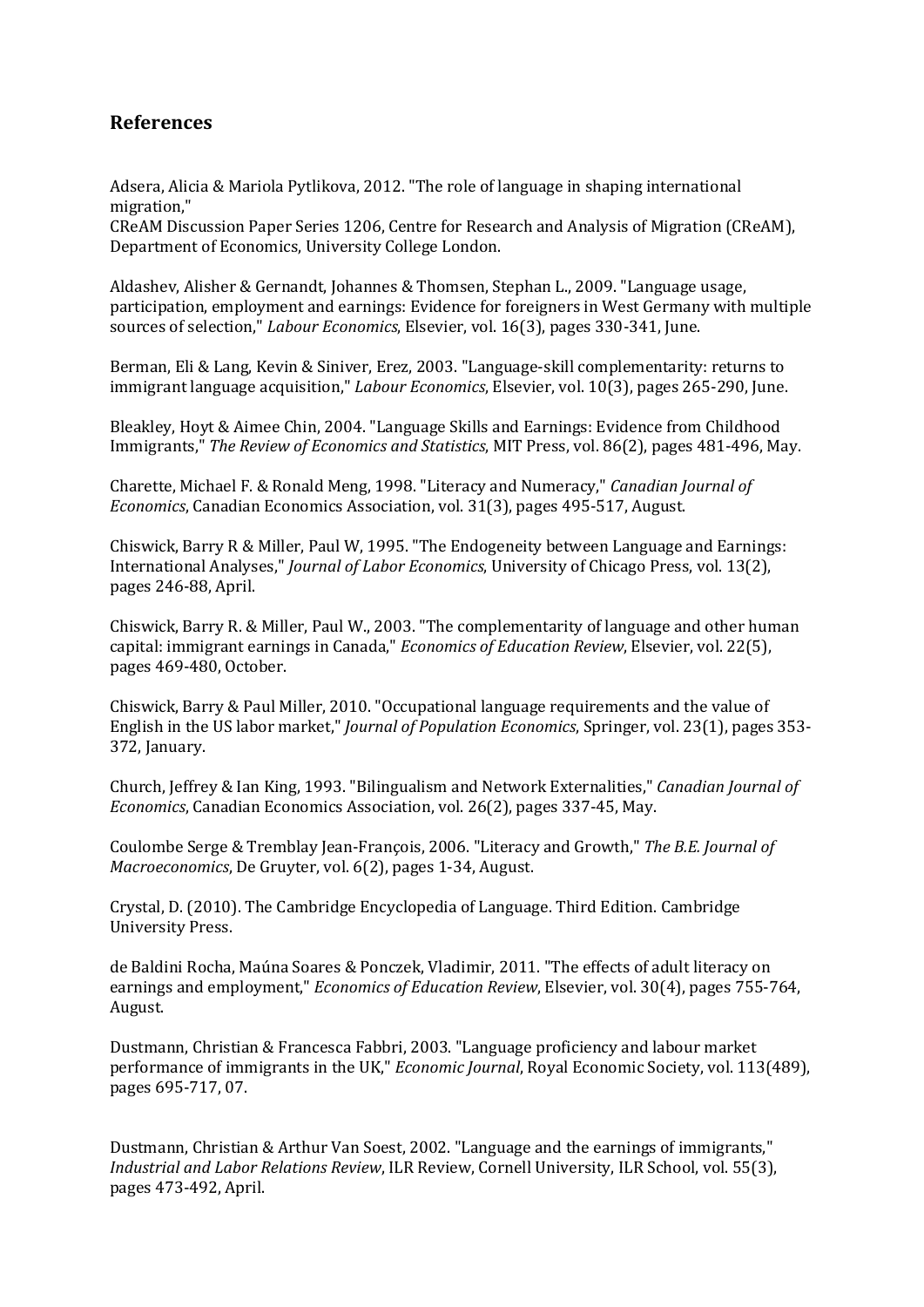## References

Adsera, Alicia & Mariola Pytlikova, 2012. "The role of language in shaping international migration,"
CReAM Discussion Paper Series 1206, Centre for Research and Analysis of Migration (CReAM), Department of Economics, University College London.

Aldashev, Alisher & Gernandt, Johannes & Thomsen, Stephan L., 2009. "Language usage, participation, employment and earnings: Evidence for foreigners in West Germany with multiple sources of selection," *Labour Economics*, Elsevier, vol. 16(3), pages 330-341, June.

Berman, Eli & Lang, Kevin & Siniver, Erez, 2003. "Language-skill complementarity: returns to immigrant language acquisition," *Labour Economics*, Elsevier, vol. 10(3), pages 265-290, June.

Bleakley, Hoyt & Aimee Chin, 2004. "Language Skills and Earnings: Evidence from Childhood Immigrants," *The Review of Economics and Statistics*, MIT Press, vol. 86(2), pages 481-496, May.

Charette, Michael F. & Ronald Meng, 1998. "Literacy and Numeracy," *Canadian Journal of Economics*, Canadian Economics Association, vol. 31(3), pages 495-517, August.

Chiswick, Barry R & Miller, Paul W, 1995. "The Endogeneity between Language and Earnings: International Analyses," *Journal of Labor Economics*, University of Chicago Press, vol. 13(2), pages 246-88, April.

Chiswick, Barry R. & Miller, Paul W., 2003. "The complementarity of language and other human capital: immigrant earnings in Canada," *Economics of Education Review*, Elsevier, vol. 22(5), pages 469-480, October.

Chiswick, Barry & Paul Miller, 2010. "Occupational language requirements and the value of English in the US labor market," *Journal of Population Economics*, Springer, vol. 23(1), pages 353-372, January.

Church, Jeffrey & Ian King, 1993. "Bilingualism and Network Externalities," *Canadian Journal of Economics*, Canadian Economics Association, vol. 26(2), pages 337-45, May.

Coulombe Serge & Tremblay Jean-François, 2006. "Literacy and Growth," *The B.E. Journal of Macroeconomics*, De Gruyter, vol. 6(2), pages 1-34, August.

Crystal, D. (2010). The Cambridge Encyclopedia of Language. Third Edition. Cambridge University Press.

de Baldini Rocha, Maúna Soares & Ponczek, Vladimir, 2011. "The effects of adult literacy on earnings and employment," *Economics of Education Review*, Elsevier, vol. 30(4), pages 755-764, August.

Dustmann, Christian & Francesca Fabbri, 2003. "Language proficiency and labour market performance of immigrants in the UK," *Economic Journal*, Royal Economic Society, vol. 113(489), pages 695-717, 07.

Dustmann, Christian & Arthur Van Soest, 2002. "Language and the earnings of immigrants," *Industrial and Labor Relations Review*, ILR Review, Cornell University, ILR School, vol. 55(3), pages 473-492, April.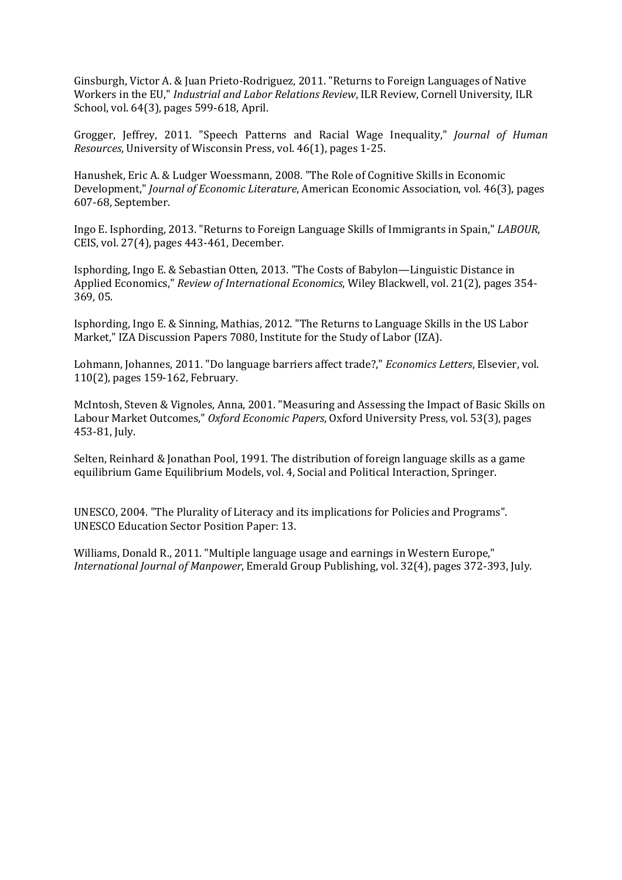Ginsburgh, Victor A. & Juan Prieto-Rodriguez, 2011. "Returns to Foreign Languages of Native Workers in the EU," *Industrial and Labor Relations Review*, ILR Review, Cornell University, ILR School, vol. 64(3), pages 599-618, April.

Grogger, Jeffrey, 2011. "Speech Patterns and Racial Wage Inequality," *Journal of Human Resources*, University of Wisconsin Press, vol. 46(1), pages 1-25.

Hanushek, Eric A. & Ludger Woessmann, 2008. "The Role of Cognitive Skills in Economic Development," *Journal of Economic Literature*, American Economic Association, vol. 46(3), pages 607-68, September.

Ingo E. Isphording, 2013. "Returns to Foreign Language Skills of Immigrants in Spain," *LABOUR*, CEIS, vol. 27(4), pages 443-461, December.

Isphording, Ingo E. & Sebastian Otten, 2013. "The Costs of Babylon—Linguistic Distance in Applied Economics," *Review of International Economics*, Wiley Blackwell, vol. 21(2), pages 354-369, 05.

Isphording, Ingo E. & Sinning, Mathias, 2012. "The Returns to Language Skills in the US Labor Market," IZA Discussion Papers 7080, Institute for the Study of Labor (IZA).

Lohmann, Johannes, 2011. "Do language barriers affect trade?," *Economics Letters*, Elsevier, vol. 110(2), pages 159-162, February.

McIntosh, Steven & Vignoles, Anna, 2001. "Measuring and Assessing the Impact of Basic Skills on Labour Market Outcomes," *Oxford Economic Papers*, Oxford University Press, vol. 53(3), pages 453-81, July.

Selten, Reinhard & Jonathan Pool, 1991. The distribution of foreign language skills as a game equilibrium Game Equilibrium Models, vol. 4, Social and Political Interaction, Springer.

UNESCO, 2004. "The Plurality of Literacy and its implications for Policies and Programs". UNESCO Education Sector Position Paper: 13.

Williams, Donald R., 2011. "Multiple language usage and earnings in Western Europe," *International Journal of Manpower*, Emerald Group Publishing, vol. 32(4), pages 372-393, July.